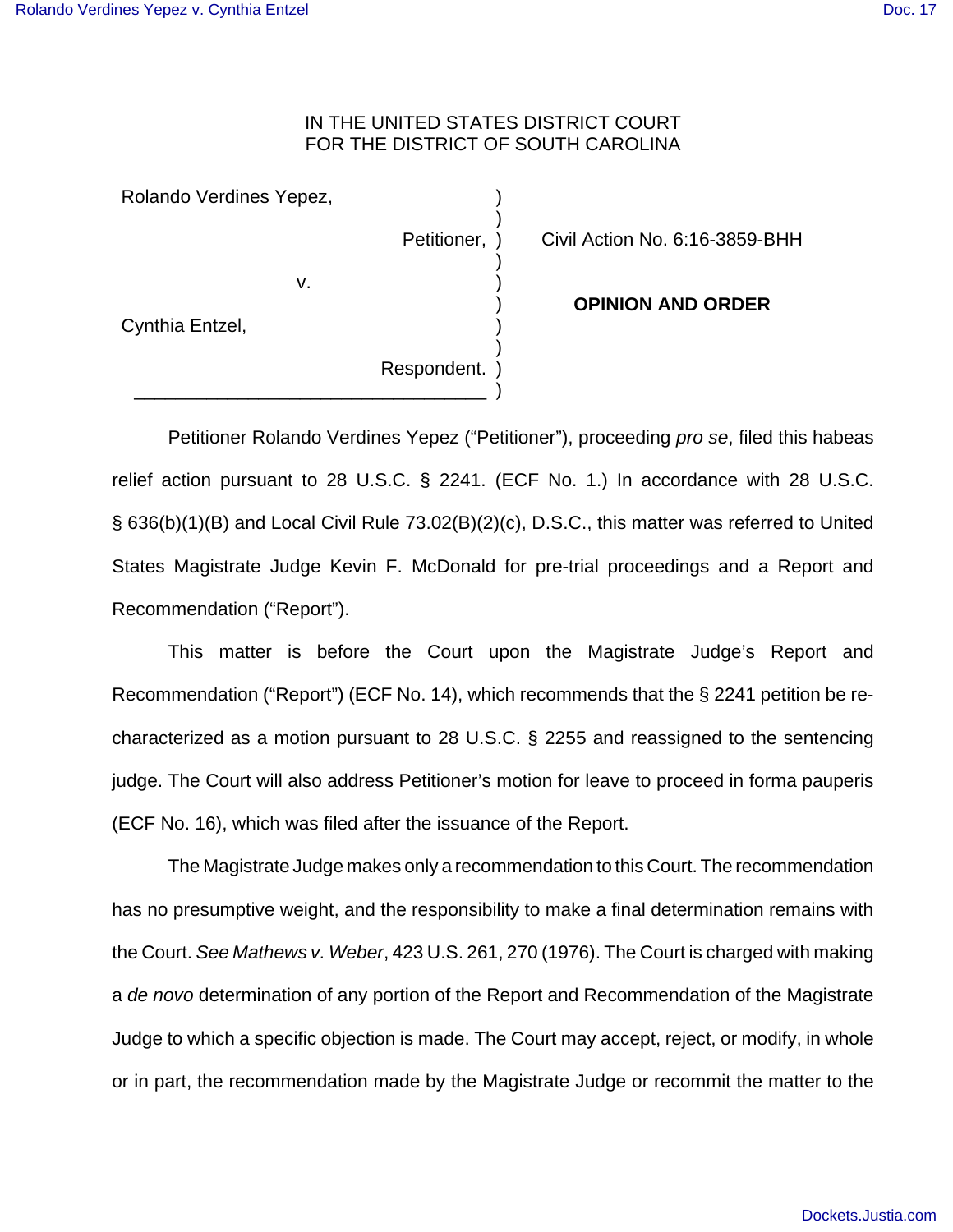IN THE UNITED STATES DISTRICT COURT
FOR THE DISTRICT OF SOUTH CAROLINA

| | | |
|---|---|---|
| Rolando Verdines Yepez, | ) | |
| Petitioner, | ) | Civil Action No. 6:16-3859-BHH |
| v. | ) | **OPINION AND ORDER** |
| Cynthia Entzel, | ) | |
| Respondent. | ) | |

Petitioner Rolando Verdines Yepez ("Petitioner"), proceeding *pro se*, filed this habeas relief action pursuant to 28 U.S.C. § 2241. (ECF No. 1.) In accordance with 28 U.S.C. § 636(b)(1)(B) and Local Civil Rule 73.02(B)(2)(c), D.S.C., this matter was referred to United States Magistrate Judge Kevin F. McDonald for pre-trial proceedings and a Report and Recommendation ("Report").

This matter is before the Court upon the Magistrate Judge's Report and Recommendation ("Report") (ECF No. 14), which recommends that the § 2241 petition be re-characterized as a motion pursuant to 28 U.S.C. § 2255 and reassigned to the sentencing judge. The Court will also address Petitioner's motion for leave to proceed in forma pauperis (ECF No. 16), which was filed after the issuance of the Report.

The Magistrate Judge makes only a recommendation to this Court. The recommendation has no presumptive weight, and the responsibility to make a final determination remains with the Court. *See Mathews v. Weber*, 423 U.S. 261, 270 (1976). The Court is charged with making a *de novo* determination of any portion of the Report and Recommendation of the Magistrate Judge to which a specific objection is made. The Court may accept, reject, or modify, in whole or in part, the recommendation made by the Magistrate Judge or recommit the matter to the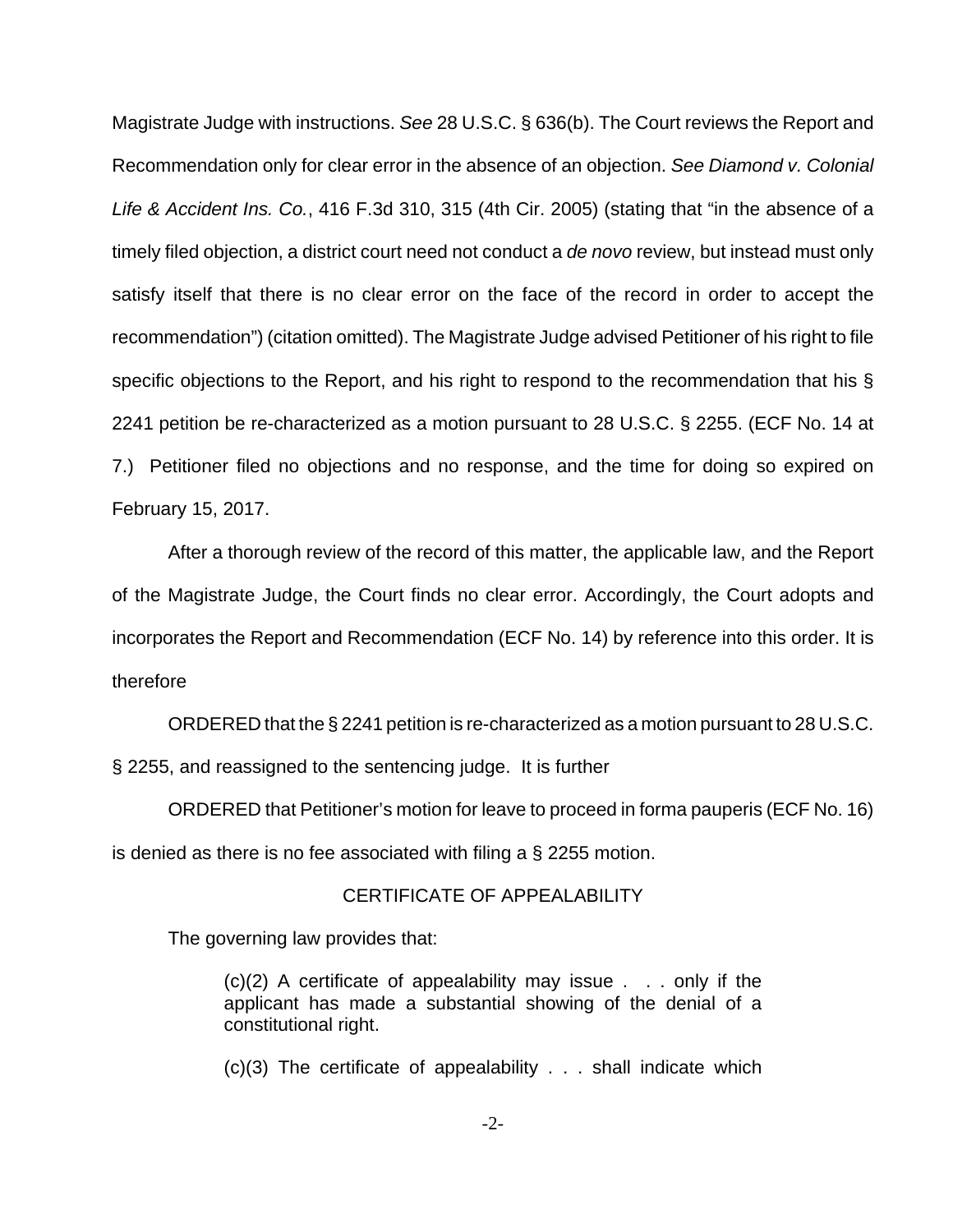Magistrate Judge with instructions. *See* 28 U.S.C. § 636(b). The Court reviews the Report and Recommendation only for clear error in the absence of an objection. *See Diamond v. Colonial Life & Accident Ins. Co.*, 416 F.3d 310, 315 (4th Cir. 2005) (stating that "in the absence of a timely filed objection, a district court need not conduct a *de novo* review, but instead must only satisfy itself that there is no clear error on the face of the record in order to accept the recommendation") (citation omitted). The Magistrate Judge advised Petitioner of his right to file specific objections to the Report, and his right to respond to the recommendation that his § 2241 petition be re-characterized as a motion pursuant to 28 U.S.C. § 2255. (ECF No. 14 at 7.) Petitioner filed no objections and no response, and the time for doing so expired on February 15, 2017.

After a thorough review of the record of this matter, the applicable law, and the Report of the Magistrate Judge, the Court finds no clear error. Accordingly, the Court adopts and incorporates the Report and Recommendation (ECF No. 14) by reference into this order. It is therefore

ORDERED that the § 2241 petition is re-characterized as a motion pursuant to 28 U.S.C. § 2255, and reassigned to the sentencing judge. It is further

ORDERED that Petitioner's motion for leave to proceed in forma pauperis (ECF No. 16) is denied as there is no fee associated with filing a § 2255 motion.

## CERTIFICATE OF APPEALABILITY

The governing law provides that:

> (c)(2) A certificate of appealability may issue . . . only if the applicant has made a substantial showing of the denial of a constitutional right.
>
> (c)(3) The certificate of appealability . . . shall indicate which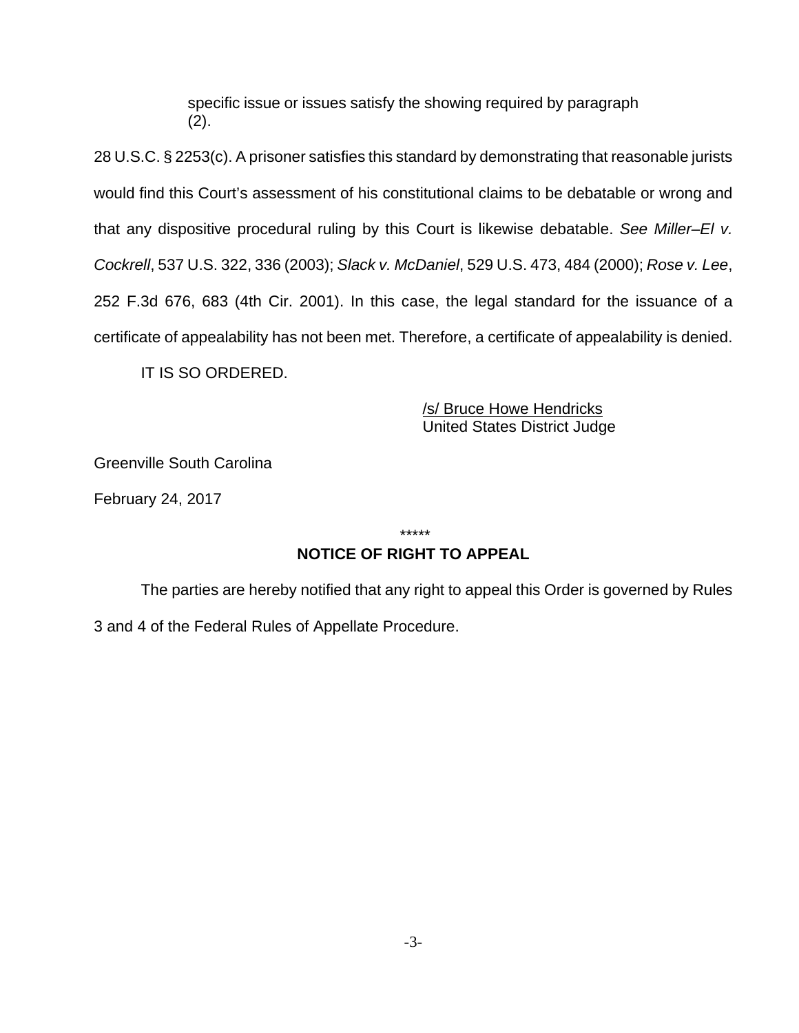> specific issue or issues satisfy the showing required by paragraph (2).

28 U.S.C. § 2253(c). A prisoner satisfies this standard by demonstrating that reasonable jurists would find this Court's assessment of his constitutional claims to be debatable or wrong and that any dispositive procedural ruling by this Court is likewise debatable. *See Miller–El v. Cockrell*, 537 U.S. 322, 336 (2003); *Slack v. McDaniel*, 529 U.S. 473, 484 (2000); *Rose v. Lee*, 252 F.3d 676, 683 (4th Cir. 2001). In this case, the legal standard for the issuance of a certificate of appealability has not been met. Therefore, a certificate of appealability is denied.

IT IS SO ORDERED.

/s/ Bruce Howe Hendricks
United States District Judge

Greenville South Carolina

February 24, 2017

*****

**NOTICE OF RIGHT TO APPEAL**

The parties are hereby notified that any right to appeal this Order is governed by Rules 3 and 4 of the Federal Rules of Appellate Procedure.